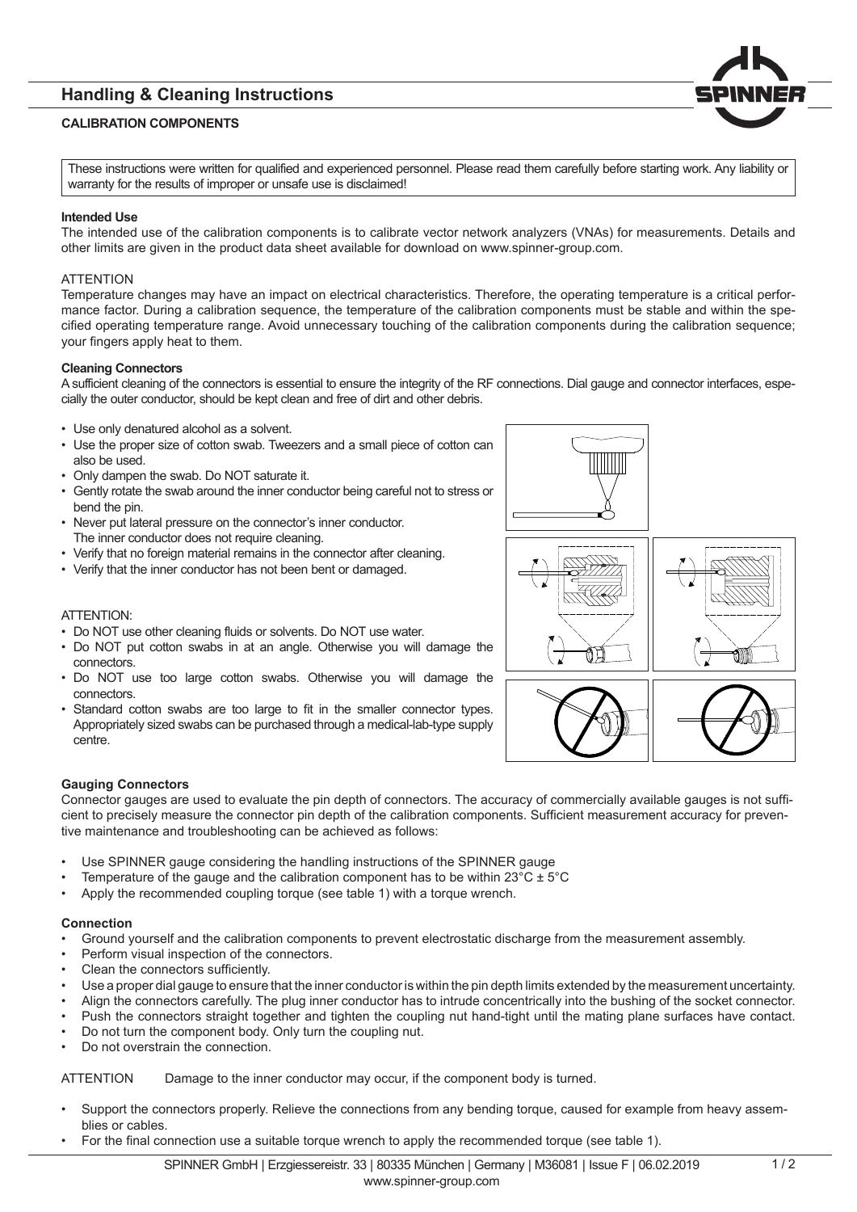# Handling & Cleaning Instructions

**CALIBRATION COMPONENTS**

These instructions were written for qualified and experienced personnel. Please read them carefully before starting work. Any liability or warranty for the results of improper or unsafe use is disclaimed!

**Intended Use**

The intended use of the calibration components is to calibrate vector network analyzers (VNAs) for measurements. Details and other limits are given in the product data sheet available for download on www.spinner-group.com.

ATTENTION

Temperature changes may have an impact on electrical characteristics. Therefore, the operating temperature is a critical performance factor. During a calibration sequence, the temperature of the calibration components must be stable and within the specified operating temperature range. Avoid unnecessary touching of the calibration components during the calibration sequence; your fingers apply heat to them.

**Cleaning Connectors**

A sufficient cleaning of the connectors is essential to ensure the integrity of the RF connections. Dial gauge and connector interfaces, especially the outer conductor, should be kept clean and free of dirt and other debris.

- Use only denatured alcohol as a solvent.
- Use the proper size of cotton swab. Tweezers and a small piece of cotton can also be used.
- Only dampen the swab. Do NOT saturate it.
- Gently rotate the swab around the inner conductor being careful not to stress or bend the pin.
- Never put lateral pressure on the connector's inner conductor. The inner conductor does not require cleaning.
- Verify that no foreign material remains in the connector after cleaning.
- Verify that the inner conductor has not been bent or damaged.

ATTENTION:

- Do NOT use other cleaning fluids or solvents. Do NOT use water.
- Do NOT put cotton swabs in at an angle. Otherwise you will damage the connectors.
- Do NOT use too large cotton swabs. Otherwise you will damage the connectors.
- Standard cotton swabs are too large to fit in the smaller connector types. Appropriately sized swabs can be purchased through a medical-lab-type supply centre.

**Gauging Connectors**

Connector gauges are used to evaluate the pin depth of connectors. The accuracy of commercially available gauges is not sufficient to precisely measure the connector pin depth of the calibration components. Sufficient measurement accuracy for preventive maintenance and troubleshooting can be achieved as follows:

- Use SPINNER gauge considering the handling instructions of the SPINNER gauge
- Temperature of the gauge and the calibration component has to be within 23°C ± 5°C
- Apply the recommended coupling torque (see table 1) with a torque wrench.

**Connection**

- Ground yourself and the calibration components to prevent electrostatic discharge from the measurement assembly.
- Perform visual inspection of the connectors.
- Clean the connectors sufficiently.
- Use a proper dial gauge to ensure that the inner conductor is within the pin depth limits extended by the measurement uncertainty.
- Align the connectors carefully. The plug inner conductor has to intrude concentrically into the bushing of the socket connector.
- Push the connectors straight together and tighten the coupling nut hand-tight until the mating plane surfaces have contact.
- Do not turn the component body. Only turn the coupling nut.
- Do not overstrain the connection.

ATTENTION Damage to the inner conductor may occur, if the component body is turned.

- Support the connectors properly. Relieve the connections from any bending torque, caused for example from heavy assemblies or cables.
- For the final connection use a suitable torque wrench to apply the recommended torque (see table 1).

SPINNER GmbH | Erzgiessereistr. 33 | 80335 München | Germany | M36081 | Issue F | 06.02.2019
www.spinner-group.com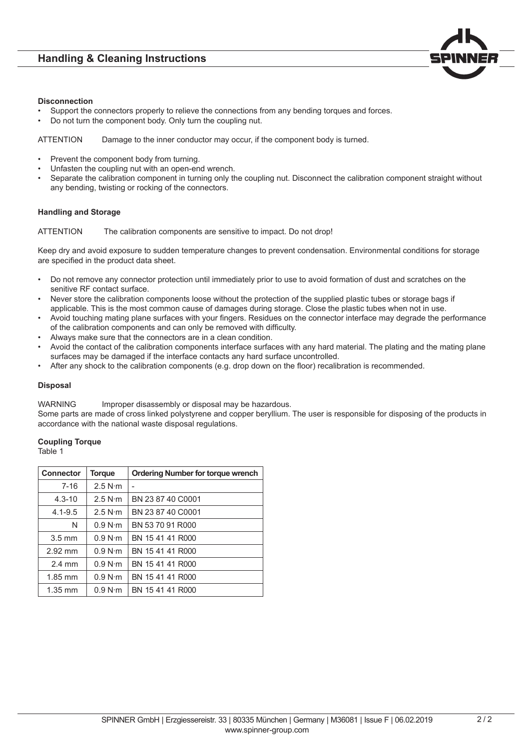## Disconnection

- Support the connectors properly to relieve the connections from any bending torques and forces.
- Do not turn the component body. Only turn the coupling nut.

ATTENTION Damage to the inner conductor may occur, if the component body is turned.

- Prevent the component body from turning.
- Unfasten the coupling nut with an open-end wrench.
- Separate the calibration component in turning only the coupling nut. Disconnect the calibration component straight without any bending, twisting or rocking of the connectors.

## Handling and Storage

ATTENTION The calibration components are sensitive to impact. Do not drop!

Keep dry and avoid exposure to sudden temperature changes to prevent condensation. Environmental conditions for storage are specified in the product data sheet.

- Do not remove any connector protection until immediately prior to use to avoid formation of dust and scratches on the senitive RF contact surface.
- Never store the calibration components loose without the protection of the supplied plastic tubes or storage bags if applicable. This is the most common cause of damages during storage. Close the plastic tubes when not in use.
- Avoid touching mating plane surfaces with your fingers. Residues on the connector interface may degrade the performance of the calibration components and can only be removed with difficulty.
- Always make sure that the connectors are in a clean condition.
- Avoid the contact of the calibration components interface surfaces with any hard material. The plating and the mating plane surfaces may be damaged if the interface contacts any hard surface uncontrolled.
- After any shock to the calibration components (e.g. drop down on the floor) recalibration is recommended.

## Disposal

WARNING Improper disassembly or disposal may be hazardous.
Some parts are made of cross linked polystyrene and copper beryllium. The user is responsible for disposing of the products in accordance with the national waste disposal regulations.

## Coupling Torque

Table 1

| Connector | Torque | Ordering Number for torque wrench |
|---|---|---|
| 7-16 | 2.5 N·m | - |
| 4.3-10 | 2.5 N·m | BN 23 87 40 C0001 |
| 4.1-9.5 | 2.5 N·m | BN 23 87 40 C0001 |
| N | 0.9 N·m | BN 53 70 91 R000 |
| 3.5 mm | 0.9 N·m | BN 15 41 41 R000 |
| 2.92 mm | 0.9 N·m | BN 15 41 41 R000 |
| 2.4 mm | 0.9 N·m | BN 15 41 41 R000 |
| 1.85 mm | 0.9 N·m | BN 15 41 41 R000 |
| 1.35 mm | 0.9 N·m | BN 15 41 41 R000 |